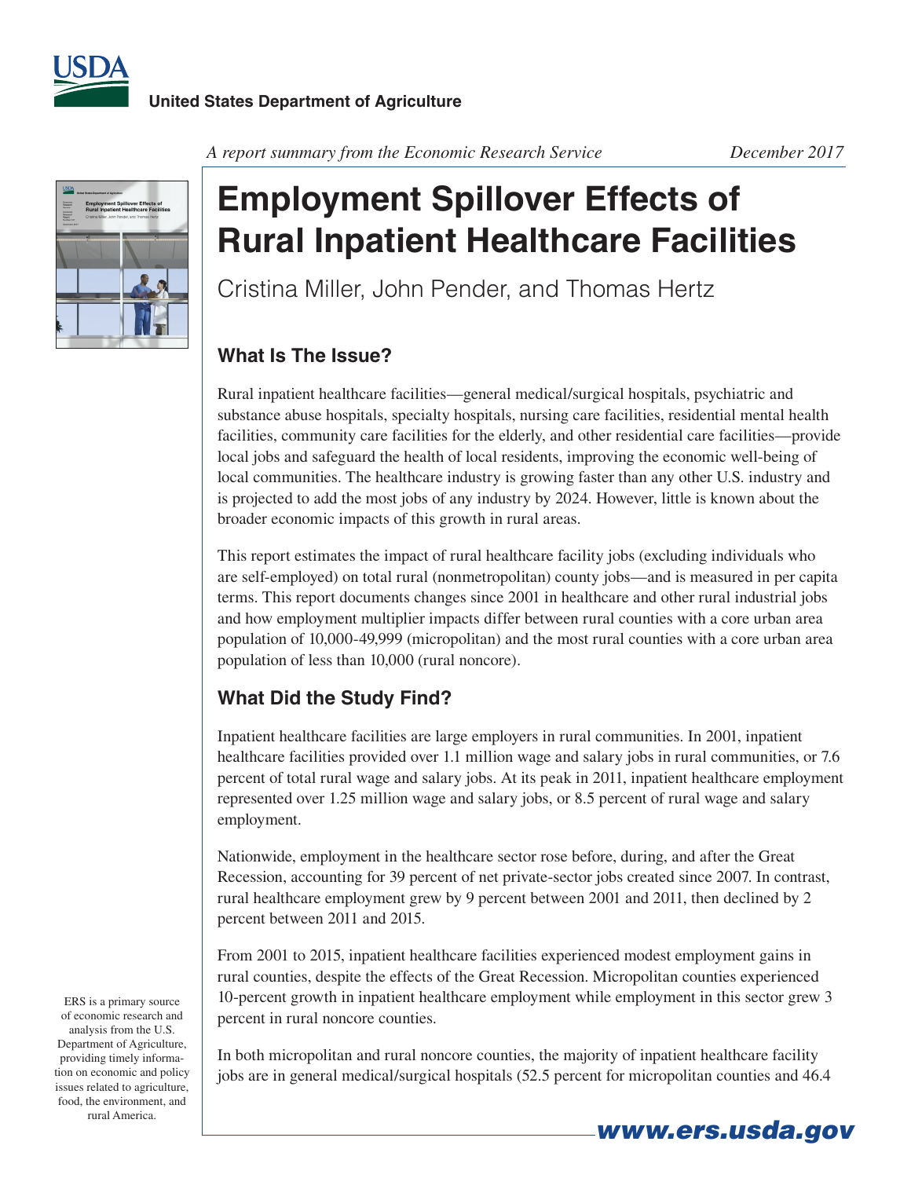United States Department of Agriculture

*A report summary from the Economic Research Service* *December 2017*

# Employment Spillover Effects of Rural Inpatient Healthcare Facilities

Cristina Miller, John Pender, and Thomas Hertz

## What Is The Issue?

Rural inpatient healthcare facilities—general medical/surgical hospitals, psychiatric and substance abuse hospitals, specialty hospitals, nursing care facilities, residential mental health facilities, community care facilities for the elderly, and other residential care facilities—provide local jobs and safeguard the health of local residents, improving the economic well-being of local communities. The healthcare industry is growing faster than any other U.S. industry and is projected to add the most jobs of any industry by 2024. However, little is known about the broader economic impacts of this growth in rural areas.

This report estimates the impact of rural healthcare facility jobs (excluding individuals who are self-employed) on total rural (nonmetropolitan) county jobs—and is measured in per capita terms. This report documents changes since 2001 in healthcare and other rural industrial jobs and how employment multiplier impacts differ between rural counties with a core urban area population of 10,000-49,999 (micropolitan) and the most rural counties with a core urban area population of less than 10,000 (rural noncore).

## What Did the Study Find?

Inpatient healthcare facilities are large employers in rural communities. In 2001, inpatient healthcare facilities provided over 1.1 million wage and salary jobs in rural communities, or 7.6 percent of total rural wage and salary jobs. At its peak in 2011, inpatient healthcare employment represented over 1.25 million wage and salary jobs, or 8.5 percent of rural wage and salary employment.

Nationwide, employment in the healthcare sector rose before, during, and after the Great Recession, accounting for 39 percent of net private-sector jobs created since 2007. In contrast, rural healthcare employment grew by 9 percent between 2001 and 2011, then declined by 2 percent between 2011 and 2015.

From 2001 to 2015, inpatient healthcare facilities experienced modest employment gains in rural counties, despite the effects of the Great Recession. Micropolitan counties experienced 10-percent growth in inpatient healthcare employment while employment in this sector grew 3 percent in rural noncore counties.

In both micropolitan and rural noncore counties, the majority of inpatient healthcare facility jobs are in general medical/surgical hospitals (52.5 percent for micropolitan counties and 46.4

ERS is a primary source of economic research and analysis from the U.S. Department of Agriculture, providing timely information on economic and policy issues related to agriculture, food, the environment, and rural America.

www.ers.usda.gov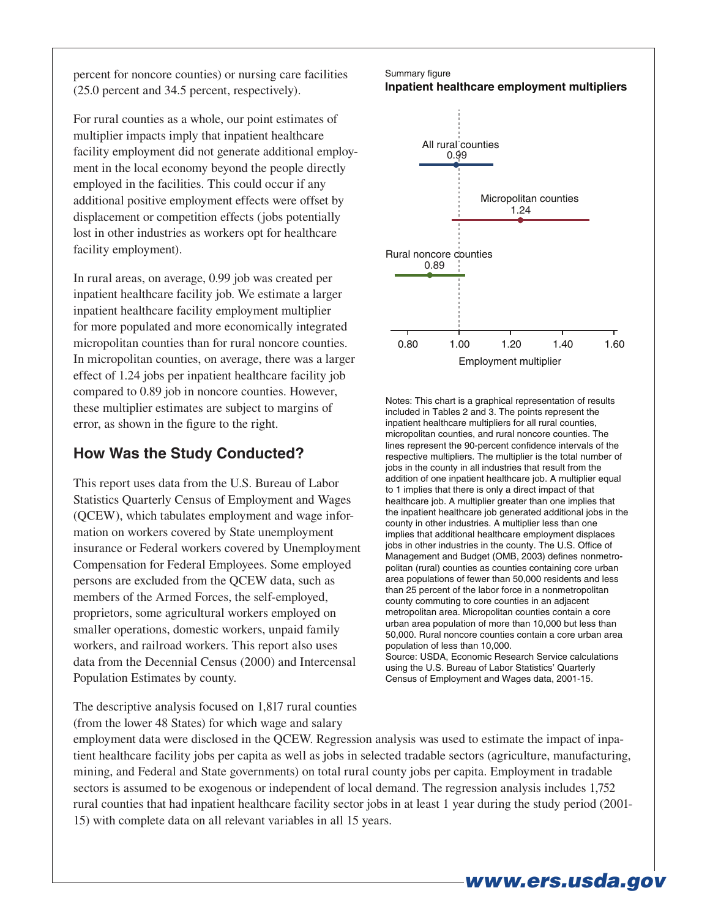percent for noncore counties) or nursing care facilities (25.0 percent and 34.5 percent, respectively).

For rural counties as a whole, our point estimates of multiplier impacts imply that inpatient healthcare facility employment did not generate additional employment in the local economy beyond the people directly employed in the facilities. This could occur if any additional positive employment effects were offset by displacement or competition effects (jobs potentially lost in other industries as workers opt for healthcare facility employment).

In rural areas, on average, 0.99 job was created per inpatient healthcare facility job. We estimate a larger inpatient healthcare facility employment multiplier for more populated and more economically integrated micropolitan counties than for rural noncore counties. In micropolitan counties, on average, there was a larger effect of 1.24 jobs per inpatient healthcare facility job compared to 0.89 job in noncore counties. However, these multiplier estimates are subject to margins of error, as shown in the figure to the right.

Summary figure
**Inpatient healthcare employment multipliers**

All rural counties
0.99
Micropolitan counties
1.24
Rural noncore counties
0.89
0.80
1.00
1.20
1.40
1.60
Employment multiplier

Notes: This chart is a graphical representation of results included in Tables 2 and 3. The points represent the inpatient healthcare multipliers for all rural counties, micropolitan counties, and rural noncore counties. The lines represent the 90-percent confidence intervals of the respective multipliers. The multiplier is the total number of jobs in the county in all industries that result from the addition of one inpatient healthcare job. A multiplier equal to 1 implies that there is only a direct impact of that healthcare job. A multiplier greater than one implies that the inpatient healthcare job generated additional jobs in the county in other industries. A multiplier less than one implies that additional healthcare employment displaces jobs in other industries in the county. The U.S. Office of Management and Budget (OMB, 2003) defines nonmetropolitan (rural) counties as counties containing core urban area populations of fewer than 50,000 residents and less than 25 percent of the labor force in a nonmetropolitan county commuting to core counties in an adjacent metropolitan area. Micropolitan counties contain a core urban area population of more than 10,000 but less than 50,000. Rural noncore counties contain a core urban area population of less than 10,000.
Source: USDA, Economic Research Service calculations using the U.S. Bureau of Labor Statistics' Quarterly Census of Employment and Wages data, 2001-15.

## How Was the Study Conducted?

This report uses data from the U.S. Bureau of Labor Statistics Quarterly Census of Employment and Wages (QCEW), which tabulates employment and wage information on workers covered by State unemployment insurance or Federal workers covered by Unemployment Compensation for Federal Employees. Some employed persons are excluded from the QCEW data, such as members of the Armed Forces, the self-employed, proprietors, some agricultural workers employed on smaller operations, domestic workers, unpaid family workers, and railroad workers. This report also uses data from the Decennial Census (2000) and Intercensal Population Estimates by county.

The descriptive analysis focused on 1,817 rural counties (from the lower 48 States) for which wage and salary employment data were disclosed in the QCEW. Regression analysis was used to estimate the impact of inpatient healthcare facility jobs per capita as well as jobs in selected tradable sectors (agriculture, manufacturing, mining, and Federal and State governments) on total rural county jobs per capita. Employment in tradable sectors is assumed to be exogenous or independent of local demand. The regression analysis includes 1,752 rural counties that had inpatient healthcare facility sector jobs in at least 1 year during the study period (2001-15) with complete data on all relevant variables in all 15 years.